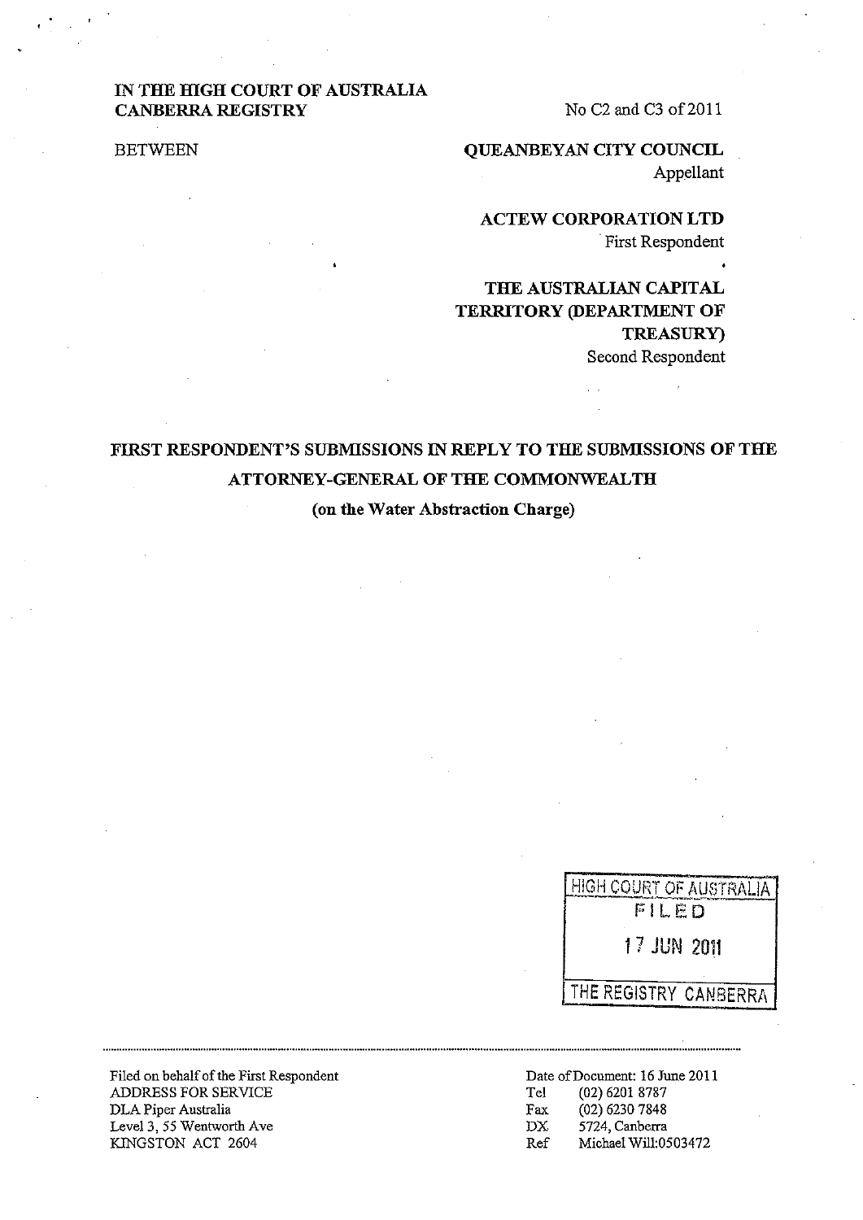**IN THE HIGH COURT OF AUSTRALIA**
**CANBERRA REGISTRY**

No C2 and C3 of 2011

BETWEEN

**QUEANBEYAN CITY COUNCIL**
Appellant

**ACTEW CORPORATION LTD**
First Respondent

**THE AUSTRALIAN CAPITAL TERRITORY (DEPARTMENT OF TREASURY)**
Second Respondent

**FIRST RESPONDENT'S SUBMISSIONS IN REPLY TO THE SUBMISSIONS OF THE ATTORNEY-GENERAL OF THE COMMONWEALTH**

**(on the Water Abstraction Charge)**

HIGH COURT OF AUSTRALIA
FILED
17 JUN 2011
THE REGISTRY CANBERRA

Filed on behalf of the First Respondent
ADDRESS FOR SERVICE
DLA Piper Australia
Level 3, 55 Wentworth Ave
KINGSTON ACT 2604

Date of Document: 16 June 2011
Tel (02) 6201 8787
Fax (02) 6230 7848
DX 5724, Canberra
Ref Michael Will:0503472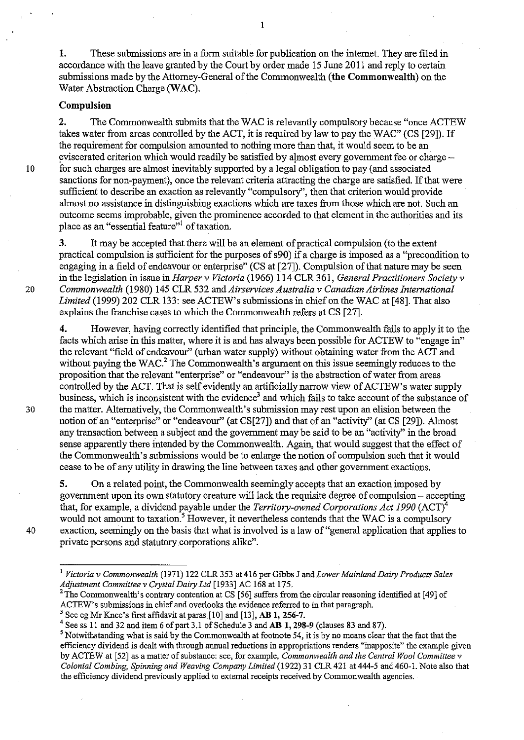**1.** These submissions are in a form suitable for publication on the internet. They are filed in accordance with the leave granted by the Court by order made 15 June 2011 and reply to certain submissions made by the Attorney-General of the Commonwealth (**the Commonwealth**) on the Water Abstraction Charge (**WAC**).

**Compulsion**

**2.** The Commonwealth submits that the WAC is relevantly compulsory because "once ACTEW takes water from areas controlled by the ACT, it is required by law to pay the WAC" (CS [29]). If the requirement for compulsion amounted to nothing more than that, it would seem to be an eviscerated criterion which would readily be satisfied by almost every government fee or charge – for such charges are almost inevitably supported by a legal obligation to pay (and associated sanctions for non-payment), once the relevant criteria attracting the charge are satisfied. If that were sufficient to describe an exaction as relevantly "compulsory", then that criterion would provide almost no assistance in distinguishing exactions which are taxes from those which are not. Such an outcome seems improbable, given the prominence accorded to that element in the authorities and its place as an "essential feature"[1] of taxation.

**3.** It may be accepted that there will be an element of practical compulsion (to the extent practical compulsion is sufficient for the purposes of s90) if a charge is imposed as a "precondition to engaging in a field of endeavour or enterprise" (CS at [27]). Compulsion of that nature may be seen in the legislation in issue in *Harper v Victoria* (1966) 114 CLR 361, *General Practitioners Society v Commonwealth* (1980) 145 CLR 532 and *Airservices Australia v Canadian Airlines International Limited* (1999) 202 CLR 133: see ACTEW's submissions in chief on the WAC at [48]. That also explains the franchise cases to which the Commonwealth refers at CS [27].

**4.** However, having correctly identified that principle, the Commonwealth fails to apply it to the facts which arise in this matter, where it is and has always been possible for ACTEW to "engage in" the relevant "field of endeavour" (urban water supply) without obtaining water from the ACT and without paying the WAC.[2] The Commonwealth's argument on this issue seemingly reduces to the proposition that the relevant "enterprise" or "endeavour" is the abstraction of water from areas controlled by the ACT. That is self evidently an artificially narrow view of ACTEW's water supply business, which is inconsistent with the evidence[3] and which fails to take account of the substance of the matter. Alternatively, the Commonwealth's submission may rest upon an elision between the notion of an "enterprise" or "endeavour" (at CS[27]) and that of an "activity" (at CS [29]). Almost any transaction between a subject and the government may be said to be an "activity" in the broad sense apparently there intended by the Commonwealth. Again, that would suggest that the effect of the Commonwealth's submissions would be to enlarge the notion of compulsion such that it would cease to be of any utility in drawing the line between taxes and other government exactions.

**5.** On a related point, the Commonwealth seemingly accepts that an exaction imposed by government upon its own statutory creature will lack the requisite degree of compulsion – accepting that, for example, a dividend payable under the *Territory-owned Corporations Act 1990* (ACT)[4] would not amount to taxation.[5] However, it nevertheless contends that the WAC is a compulsory exaction, seemingly on the basis that what is involved is a law of "general application that applies to private persons and statutory corporations alike".

---

[1] *Victoria v Commonwealth* (1971) 122 CLR 353 at 416 per Gibbs J and *Lower Mainland Dairy Products Sales Adjustment Committee v Crystal Dairy Ltd* [1933] AC 168 at 175.

[2] The Commonwealth's contrary contention at CS [56] suffers from the circular reasoning identified at [49] of ACTEW's submissions in chief and overlooks the evidence referred to in that paragraph.

[3] See eg Mr Knee's first affidavit at paras [10] and [13], **AB 1, 256-7.**

[4] See ss 11 and 32 and item 6 of part 3.1 of Schedule 3 and **AB 1, 298-9** (clauses 83 and 87).

[5] Notwithstanding what is said by the Commonwealth at footnote 54, it is by no means clear that the fact that the efficiency dividend is dealt with through annual reductions in appropriations renders "inapposite" the example given by ACTEW at [52] as a matter of substance: see, for example, *Commonwealth and the Central Wool Committee v Colonial Combing, Spinning and Weaving Company Limited* (1922) 31 CLR 421 at 444-5 and 460-1. Note also that the efficiency dividend previously applied to external receipts received by Commonwealth agencies.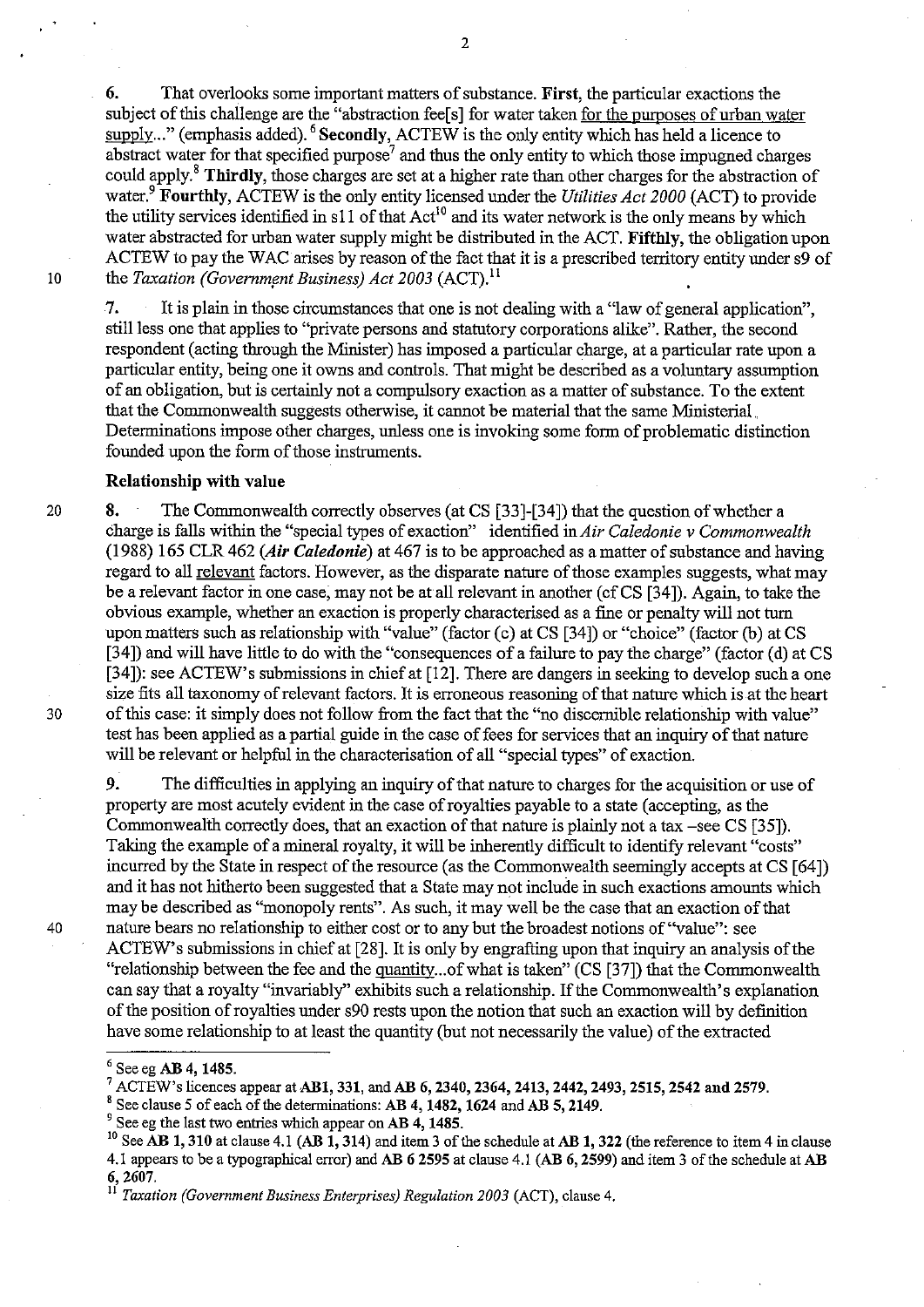**6.** That overlooks some important matters of substance. **First**, the particular exactions the subject of this challenge are the "abstraction fee[s] for water taken for the purposes of urban water supply..." (emphasis added).[6] **Secondly**, ACTEW is the only entity which has held a licence to abstract water for that specified purpose[7] and thus the only entity to which those impugned charges could apply.[8] **Thirdly**, those charges are set at a higher rate than other charges for the abstraction of water.[9] **Fourthly**, ACTEW is the only entity licensed under the *Utilities Act 2000* (ACT) to provide the utility services identified in s11 of that Act[10] and its water network is the only means by which water abstracted for urban water supply might be distributed in the ACT. **Fifthly**, the obligation upon ACTEW to pay the WAC arises by reason of the fact that it is a prescribed territory entity under s9 of the *Taxation (Government Business) Act 2003* (ACT).[11]

**7.** It is plain in those circumstances that one is not dealing with a "law of general application", still less one that applies to "private persons and statutory corporations alike". Rather, the second respondent (acting through the Minister) has imposed a particular charge, at a particular rate upon a particular entity, being one it owns and controls. That might be described as a voluntary assumption of an obligation, but is certainly not a compulsory exaction as a matter of substance. To the extent that the Commonwealth suggests otherwise, it cannot be material that the same Ministerial Determinations impose other charges, unless one is invoking some form of problematic distinction founded upon the form of those instruments.

### Relationship with value

**8.** The Commonwealth correctly observes (at CS [33]-[34]) that the question of whether a charge is falls within the "special types of exaction" identified in *Air Caledonie v Commonwealth* (1988) 165 CLR 462 (***Air Caledonie***) at 467 is to be approached as a matter of substance and having regard to all relevant factors. However, as the disparate nature of those examples suggests, what may be a relevant factor in one case, may not be at all relevant in another (cf CS [34]). Again, to take the obvious example, whether an exaction is properly characterised as a fine or penalty will not turn upon matters such as relationship with "value" (factor (c) at CS [34]) or "choice" (factor (b) at CS [34]) and will have little to do with the "consequences of a failure to pay the charge" (factor (d) at CS [34]): see ACTEW's submissions in chief at [12]. There are dangers in seeking to develop such a one size fits all taxonomy of relevant factors. It is erroneous reasoning of that nature which is at the heart of this case: it simply does not follow from the fact that the "no discernible relationship with value" test has been applied as a partial guide in the case of fees for services that an inquiry of that nature will be relevant or helpful in the characterisation of all "special types" of exaction.

**9.** The difficulties in applying an inquiry of that nature to charges for the acquisition or use of property are most acutely evident in the case of royalties payable to a state (accepting, as the Commonwealth correctly does, that an exaction of that nature is plainly not a tax –see CS [35]). Taking the example of a mineral royalty, it will be inherently difficult to identify relevant "costs" incurred by the State in respect of the resource (as the Commonwealth seemingly accepts at CS [64]) and it has not hitherto been suggested that a State may not include in such exactions amounts which may be described as "monopoly rents". As such, it may well be the case that an exaction of that nature bears no relationship to either cost or to any but the broadest notions of "value": see ACTEW's submissions in chief at [28]. It is only by engrafting upon that inquiry an analysis of the "relationship between the fee and the quantity...of what is taken" (CS [37]) that the Commonwealth can say that a royalty "invariably" exhibits such a relationship. If the Commonwealth's explanation of the position of royalties under s90 rests upon the notion that such an exaction will by definition have some relationship to at least the quantity (but not necessarily the value) of the extracted

---

[6] See eg **AB 4, 1485**.

[7] ACTEW's licences appear at **AB1, 331**, and **AB 6, 2340, 2364, 2413, 2442, 2493, 2515, 2542 and 2579**.

[8] See clause 5 of each of the determinations: **AB 4, 1482, 1624** and **AB 5, 2149**.

[9] See eg the last two entries which appear on **AB 4, 1485**.

[10] See **AB 1, 310** at clause 4.1 (**AB 1, 314**) and item 3 of the schedule at **AB 1, 322** (the reference to item 4 in clause 4.1 appears to be a typographical error) and **AB 6 2595** at clause 4.1 (**AB 6, 2599**) and item 3 of the schedule at **AB 6, 2607**.

[11] *Taxation (Government Business Enterprises) Regulation 2003* (ACT), clause 4.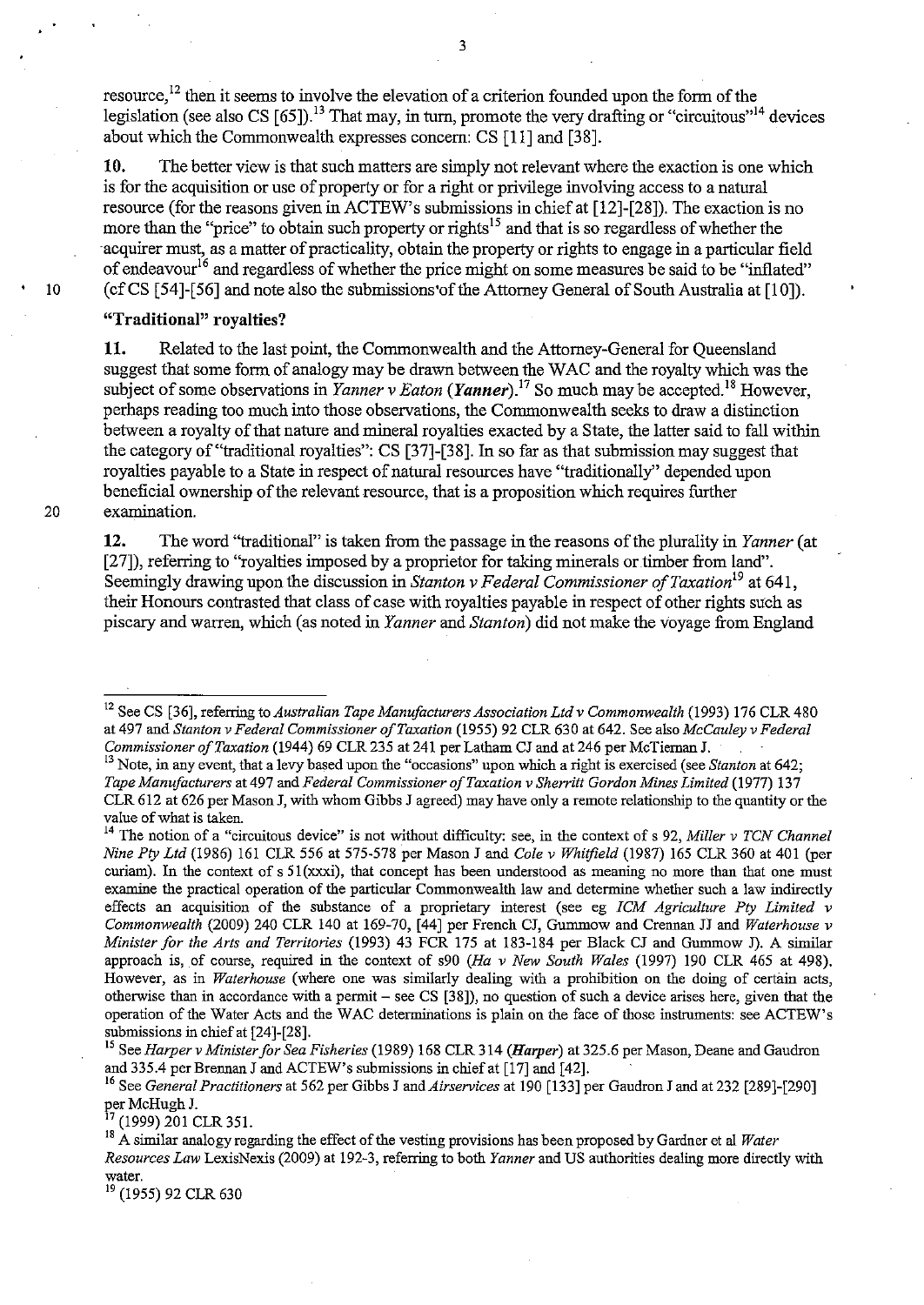resource,[12] then it seems to involve the elevation of a criterion founded upon the form of the legislation (see also CS [65]).[13] That may, in turn, promote the very drafting or "circuitous"[14] devices about which the Commonwealth expresses concern: CS [11] and [38].

**10.** The better view is that such matters are simply not relevant where the exaction is one which is for the acquisition or use of property or for a right or privilege involving access to a natural resource (for the reasons given in ACTEW's submissions in chief at [12]-[28]). The exaction is no more than the "price" to obtain such property or rights[15] and that is so regardless of whether the acquirer must, as a matter of practicality, obtain the property or rights to engage in a particular field of endeavour[16] and regardless of whether the price might on some measures be said to be "inflated" (cf CS [54]-[56] and note also the submissions of the Attorney General of South Australia at [10]).

### "Traditional" royalties?

**11.** Related to the last point, the Commonwealth and the Attorney-General for Queensland suggest that some form of analogy may be drawn between the WAC and the royalty which was the subject of some observations in *Yanner v Eaton* (***Yanner***).[17] So much may be accepted.[18] However, perhaps reading too much into those observations, the Commonwealth seeks to draw a distinction between a royalty of that nature and mineral royalties exacted by a State, the latter said to fall within the category of "traditional royalties": CS [37]-[38]. In so far as that submission may suggest that royalties payable to a State in respect of natural resources have "traditionally" depended upon beneficial ownership of the relevant resource, that is a proposition which requires further examination.

**12.** The word "traditional" is taken from the passage in the reasons of the plurality in *Yanner* (at [27]), referring to "royalties imposed by a proprietor for taking minerals or timber from land". Seemingly drawing upon the discussion in *Stanton v Federal Commissioner of Taxation*[19] at 641, their Honours contrasted that class of case with royalties payable in respect of other rights such as piscary and warren, which (as noted in *Yanner* and *Stanton*) did not make the voyage from England

---

[12] See CS [36], referring to *Australian Tape Manufacturers Association Ltd v Commonwealth* (1993) 176 CLR 480 at 497 and *Stanton v Federal Commissioner of Taxation* (1955) 92 CLR 630 at 642. See also *McCauley v Federal Commissioner of Taxation* (1944) 69 CLR 235 at 241 per Latham CJ and at 246 per McTiernan J.

[13] Note, in any event, that a levy based upon the "occasions" upon which a right is exercised (see *Stanton* at 642; *Tape Manufacturers* at 497 and *Federal Commissioner of Taxation v Sherritt Gordon Mines Limited* (1977) 137 CLR 612 at 626 per Mason J, with whom Gibbs J agreed) may have only a remote relationship to the quantity or the value of what is taken.

[14] The notion of a "circuitous device" is not without difficulty: see, in the context of s 92, *Miller v TCN Channel Nine Pty Ltd* (1986) 161 CLR 556 at 575-578 per Mason J and *Cole v Whitfield* (1987) 165 CLR 360 at 401 (per curiam). In the context of s 51(xxxi), that concept has been understood as meaning no more than that one must examine the practical operation of the particular Commonwealth law and determine whether such a law indirectly effects an acquisition of the substance of a proprietary interest (see eg *ICM Agriculture Pty Limited v Commonwealth* (2009) 240 CLR 140 at 169-70, [44] per French CJ, Gummow and Crennan JJ and *Waterhouse v Minister for the Arts and Territories* (1993) 43 FCR 175 at 183-184 per Black CJ and Gummow J). A similar approach is, of course, required in the context of s90 (*Ha v New South Wales* (1997) 190 CLR 465 at 498). However, as in *Waterhouse* (where one was similarly dealing with a prohibition on the doing of certain acts, otherwise than in accordance with a permit – see CS [38]), no question of such a device arises here, given that the operation of the Water Acts and the WAC determinations is plain on the face of those instruments: see ACTEW's submissions in chief at [24]-[28].

[15] See *Harper v Minister for Sea Fisheries* (1989) 168 CLR 314 (***Harper***) at 325.6 per Mason, Deane and Gaudron and 335.4 per Brennan J and ACTEW's submissions in chief at [17] and [42].

[16] See *General Practitioners* at 562 per Gibbs J and *Airservices* at 190 [133] per Gaudron J and at 232 [289]-[290] per McHugh J.

[17] (1999) 201 CLR 351.

[18] A similar analogy regarding the effect of the vesting provisions has been proposed by Gardner et al *Water Resources Law* LexisNexis (2009) at 192-3, referring to both *Yanner* and US authorities dealing more directly with water.

[19] (1955) 92 CLR 630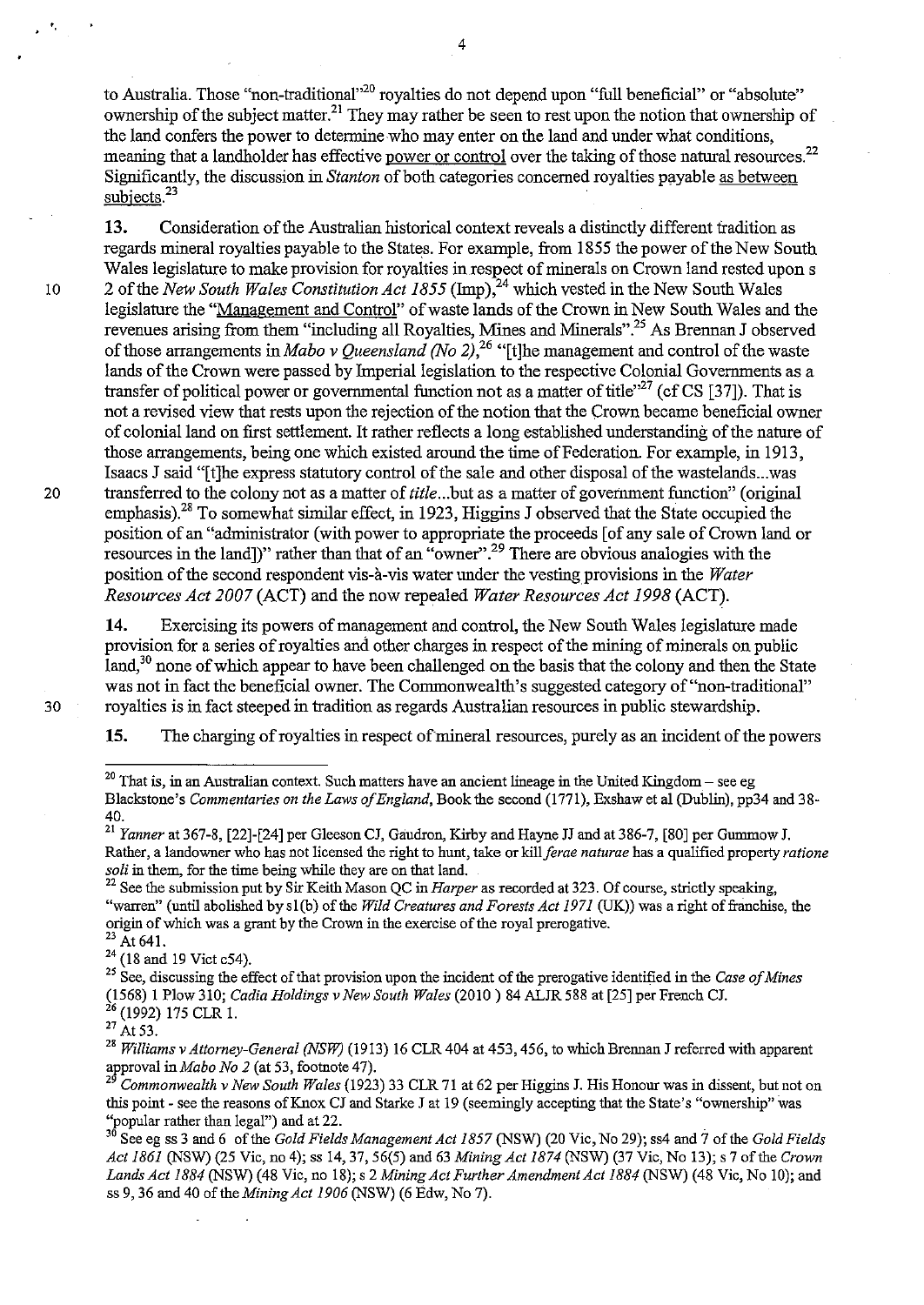to Australia. Those "non-traditional"[20] royalties do not depend upon "full beneficial" or "absolute" ownership of the subject matter.[21] They may rather be seen to rest upon the notion that ownership of the land confers the power to determine who may enter on the land and under what conditions, meaning that a landholder has effective power or control over the taking of those natural resources.[22] Significantly, the discussion in *Stanton* of both categories concerned royalties payable as between subjects.[23]

**13.** Consideration of the Australian historical context reveals a distinctly different tradition as regards mineral royalties payable to the States. For example, from 1855 the power of the New South Wales legislature to make provision for royalties in respect of minerals on Crown land rested upon s 2 of the *New South Wales Constitution Act 1855* (Imp),[24] which vested in the New South Wales legislature the "Management and Control" of waste lands of the Crown in New South Wales and the revenues arising from them "including all Royalties, Mines and Minerals".[25] As Brennan J observed of those arrangements in *Mabo v Queensland (No 2)*,[26] "[t]he management and control of the waste lands of the Crown were passed by Imperial legislation to the respective Colonial Governments as a transfer of political power or governmental function not as a matter of title"[27] (cf CS [37]). That is not a revised view that rests upon the rejection of the notion that the Crown became beneficial owner of colonial land on first settlement. It rather reflects a long established understanding of the nature of those arrangements, being one which existed around the time of Federation. For example, in 1913, Isaacs J said "[t]he express statutory control of the sale and other disposal of the wastelands...was transferred to the colony not as a matter of *title*...but as a matter of government function" (original emphasis).[28] To somewhat similar effect, in 1923, Higgins J observed that the State occupied the position of an "administrator (with power to appropriate the proceeds [of any sale of Crown land or resources in the land])" rather than that of an "owner".[29] There are obvious analogies with the position of the second respondent vis-à-vis water under the vesting provisions in the *Water Resources Act 2007* (ACT) and the now repealed *Water Resources Act 1998* (ACT).

**14.** Exercising its powers of management and control, the New South Wales legislature made provision for a series of royalties and other charges in respect of the mining of minerals on public land,[30] none of which appear to have been challenged on the basis that the colony and then the State was not in fact the beneficial owner. The Commonwealth's suggested category of "non-traditional" royalties is in fact steeped in tradition as regards Australian resources in public stewardship.

**15.** The charging of royalties in respect of mineral resources, purely as an incident of the powers

---

[20] That is, in an Australian context. Such matters have an ancient lineage in the United Kingdom – see eg Blackstone's *Commentaries on the Laws of England*, Book the second (1771), Exshaw et al (Dublin), pp34 and 38-40.

[21] *Yanner* at 367-8, [22]-[24] per Gleeson CJ, Gaudron, Kirby and Hayne JJ and at 386-7, [80] per Gummow J. Rather, a landowner who has not licensed the right to hunt, take or kill *ferae naturae* has a qualified property *ratione soli* in them, for the time being while they are on that land.

[22] See the submission put by Sir Keith Mason QC in *Harper* as recorded at 323. Of course, strictly speaking, "warren" (until abolished by s1(b) of the *Wild Creatures and Forests Act 1971* (UK)) was a right of franchise, the origin of which was a grant by the Crown in the exercise of the royal prerogative.

[23] At 641.

[24] (18 and 19 Vict c54).

[25] See, discussing the effect of that provision upon the incident of the prerogative identified in the *Case of Mines* (1568) 1 Plow 310; *Cadia Holdings v New South Wales* (2010 ) 84 ALJR 588 at [25] per French CJ.

[26] (1992) 175 CLR 1.

[27] At 53.

[28] *Williams v Attorney-General (NSW)* (1913) 16 CLR 404 at 453, 456, to which Brennan J referred with apparent approval in *Mabo No 2* (at 53, footnote 47).

[29] *Commonwealth v New South Wales* (1923) 33 CLR 71 at 62 per Higgins J. His Honour was in dissent, but not on this point - see the reasons of Knox CJ and Starke J at 19 (seemingly accepting that the State's "ownership" was "popular rather than legal") and at 22.

[30] See eg ss 3 and 6 of the *Gold Fields Management Act 1857* (NSW) (20 Vic, No 29); ss4 and 7 of the *Gold Fields Act 1861* (NSW) (25 Vic, no 4); ss 14, 37, 56(5) and 63 *Mining Act 1874* (NSW) (37 Vic, No 13); s 7 of the *Crown Lands Act 1884* (NSW) (48 Vic, no 18); s 2 *Mining Act Further Amendment Act 1884* (NSW) (48 Vic, No 10); and ss 9, 36 and 40 of the *Mining Act 1906* (NSW) (6 Edw, No 7).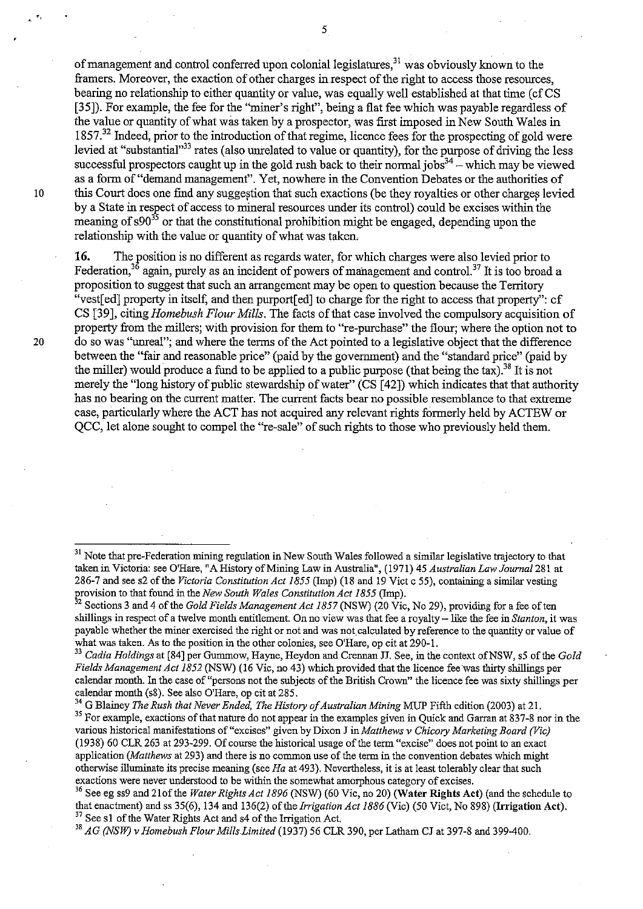of management and control conferred upon colonial legislatures,[31] was obviously known to the framers. Moreover, the exaction of other charges in respect of the right to access those resources, bearing no relationship to either quantity or value, was equally well established at that time (cf CS [35]). For example, the fee for the "miner's right", being a flat fee which was payable regardless of the value or quantity of what was taken by a prospector, was first imposed in New South Wales in 1857.[32] Indeed, prior to the introduction of that regime, licence fees for the prospecting of gold were levied at "substantial"[33] rates (also unrelated to value or quantity), for the purpose of driving the less successful prospectors caught up in the gold rush back to their normal jobs[34] – which may be viewed as a form of "demand management". Yet, nowhere in the Convention Debates or the authorities of this Court does one find any suggestion that such exactions (be they royalties or other charges levied by a State in respect of access to mineral resources under its control) could be excises within the meaning of s90[35] or that the constitutional prohibition might be engaged, depending upon the relationship with the value or quantity of what was taken.

**16.** The position is no different as regards water, for which charges were also levied prior to Federation,[36] again, purely as an incident of powers of management and control.[37] It is too broad a proposition to suggest that such an arrangement may be open to question because the Territory "vest[ed] property in itself, and then purport[ed] to charge for the right to access that property": cf CS [39], citing *Homebush Flour Mills*. The facts of that case involved the compulsory acquisition of property from the millers; with provision for them to "re-purchase" the flour; where the option not to do so was "unreal"; and where the terms of the Act pointed to a legislative object that the difference between the "fair and reasonable price" (paid by the government) and the "standard price" (paid by the miller) would produce a fund to be applied to a public purpose (that being the tax).[38] It is not merely the "long history of public stewardship of water" (CS [42]) which indicates that that authority has no bearing on the current matter. The current facts bear no possible resemblance to that extreme case, particularly where the ACT has not acquired any relevant rights formerly held by ACTEW or QCC, let alone sought to compel the "re-sale" of such rights to those who previously held them.

---

[31] Note that pre-Federation mining regulation in New South Wales followed a similar legislative trajectory to that taken in Victoria: see O'Hare, "A History of Mining Law in Australia", (1971) 45 *Australian Law Journal* 281 at 286-7 and see s2 of the *Victoria Constitution Act 1855* (Imp) (18 and 19 Vict c 55), containing a similar vesting provision to that found in the *New South Wales Constitution Act 1855* (Imp).

[32] Sections 3 and 4 of the *Gold Fields Management Act 1857* (NSW) (20 Vic, No 29), providing for a fee of ten shillings in respect of a twelve month entitlement. On no view was that fee a royalty – like the fee in *Stanton*, it was payable whether the miner exercised the right or not and was not calculated by reference to the quantity or value of what was taken. As to the position in the other colonies, see O'Hare, op cit at 290-1.

[33] *Cadia Holdings* at [84] per Gummow, Hayne, Heydon and Crennan JJ. See, in the context of NSW, s5 of the *Gold Fields Management Act 1852* (NSW) (16 Vic, no 43) which provided that the licence fee was thirty shillings per calendar month. In the case of "persons not the subjects of the British Crown" the licence fee was sixty shillings per calendar month (s8). See also O'Hare, op cit at 285.

[34] G Blainey *The Rush that Never Ended, The History of Australian Mining* MUP Fifth edition (2003) at 21.

[35] For example, exactions of that nature do not appear in the examples given in Quick and Garran at 837-8 nor in the various historical manifestations of "excises" given by Dixon J in *Matthews v Chicory Marketing Board (Vic)* (1938) 60 CLR 263 at 293-299. Of course the historical usage of the term "excise" does not point to an exact application (*Matthews* at 293) and there is no common use of the term in the convention debates which might otherwise illuminate its precise meaning (see *Ha* at 493). Nevertheless, it is at least tolerably clear that such exactions were never understood to be within the somewhat amorphous category of excises.

[36] See eg ss9 and 21of the *Water Rights Act 1896* (NSW) (60 Vic, no 20) **(Water Rights Act)** (and the schedule to that enactment) and ss 35(6), 134 and 136(2) of the *Irrigation Act 1886* (Vic) (50 Vict, No 898) **(Irrigation Act)**.

[37] See s1 of the Water Rights Act and s4 of the Irrigation Act.

[38] *AG (NSW) v Homebush Flour Mills Limited* (1937) 56 CLR 390, per Latham CJ at 397-8 and 399-400.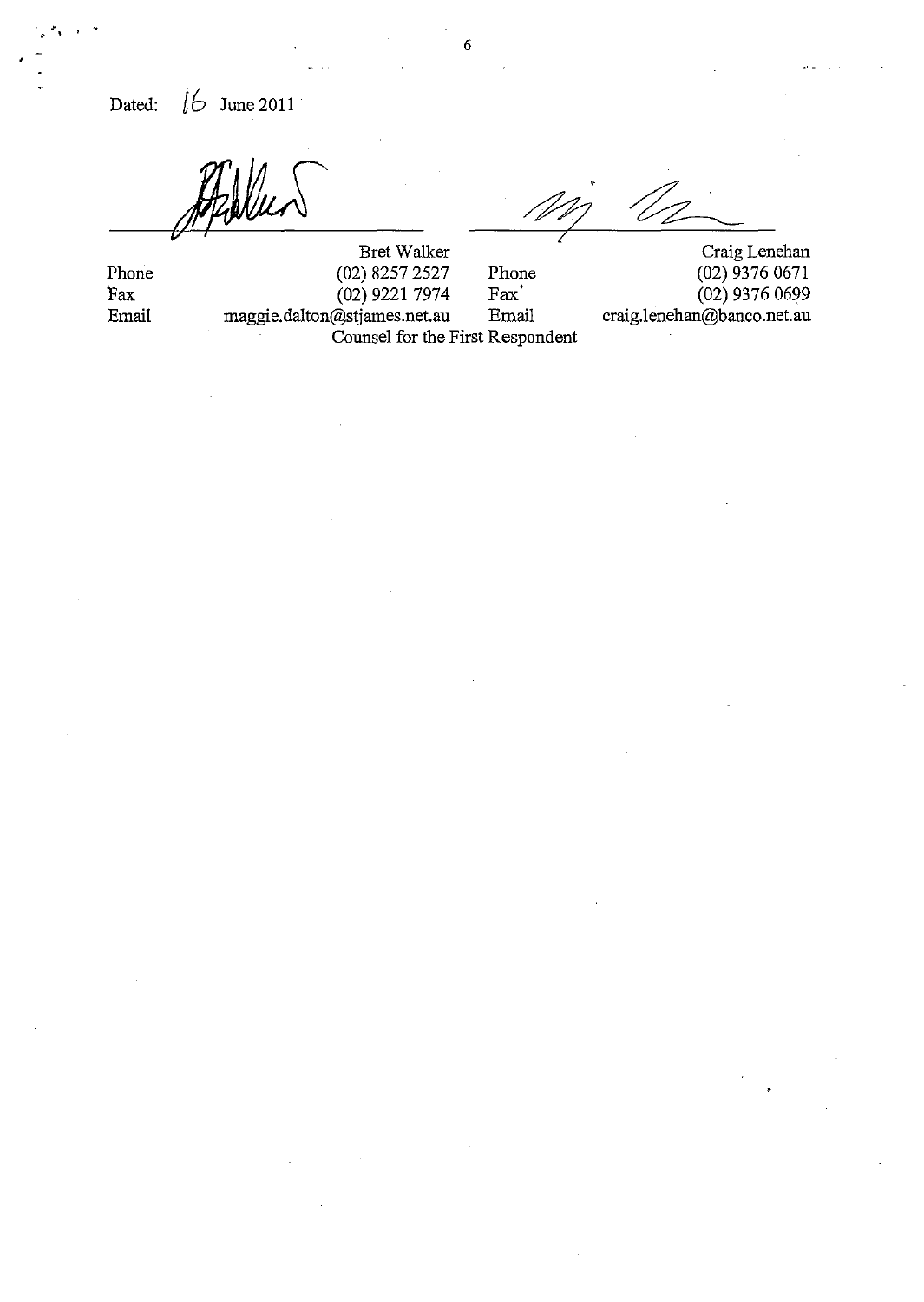Dated: 16 June 2011

| | | | |
|---|---|---|---|
| | Bret Walker | | Craig Lenehan |
| Phone | (02) 8257 2527 | Phone | (02) 9376 0671 |
| Fax | (02) 9221 7974 | Fax | (02) 9376 0699 |
| Email | maggie.dalton@stjames.net.au | Email | craig.lenehan@banco.net.au |

Counsel for the First Respondent